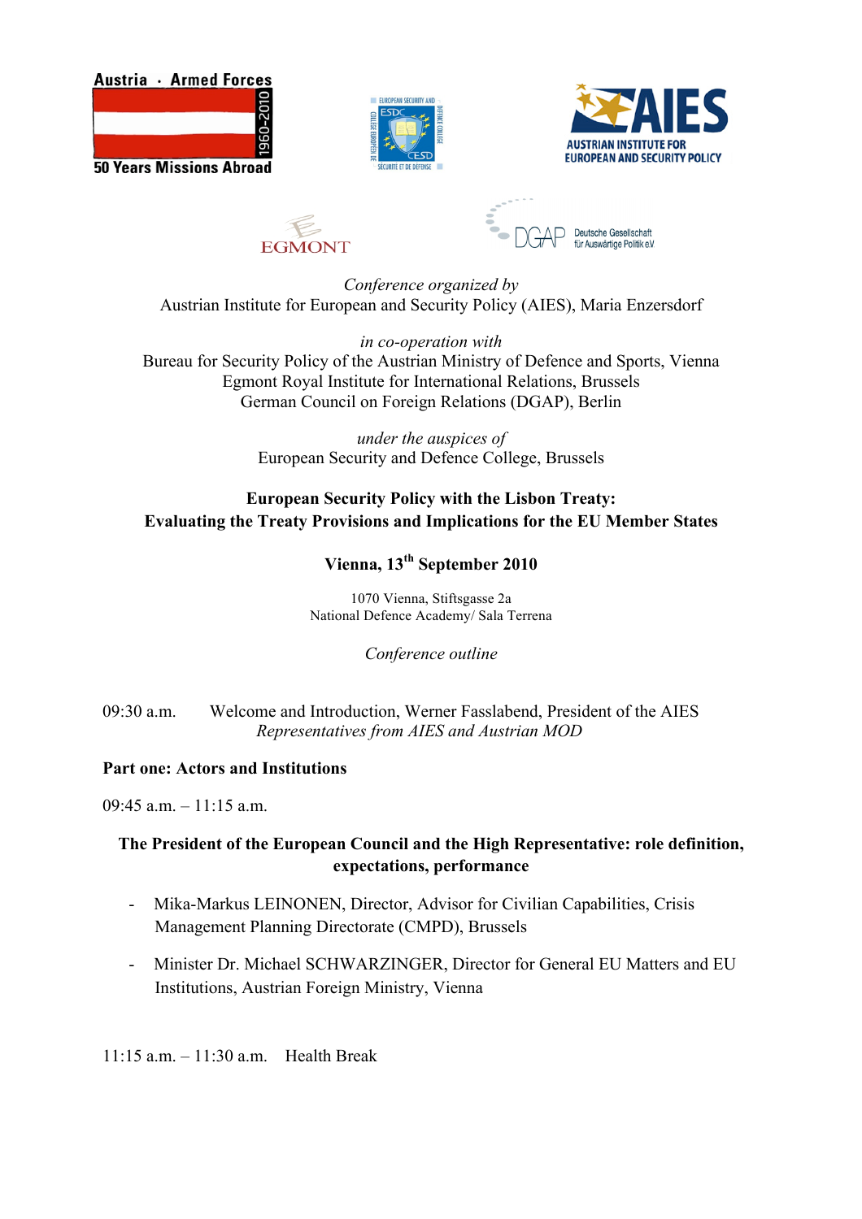Austria · Armed Forces
1960-2010
50 Years Missions Abroad

AUSTRIAN INSTITUTE FOR EUROPEAN AND SECURITY POLICY

*Conference organized by*
Austrian Institute for European and Security Policy (AIES), Maria Enzersdorf

*in co-operation with*
Bureau for Security Policy of the Austrian Ministry of Defence and Sports, Vienna
Egmont Royal Institute for International Relations, Brussels
German Council on Foreign Relations (DGAP), Berlin

*under the auspices of*
European Security and Defence College, Brussels

**European Security Policy with the Lisbon Treaty:**
**Evaluating the Treaty Provisions and Implications for the EU Member States**

**Vienna, 13th September 2010**

1070 Vienna, Stiftsgasse 2a
National Defence Academy/ Sala Terrena

*Conference outline*

09:30 a.m. Welcome and Introduction, Werner Fasslabend, President of the AIES
*Representatives from AIES and Austrian MOD*

**Part one: Actors and Institutions**

09:45 a.m. – 11:15 a.m.

**The President of the European Council and the High Representative: role definition, expectations, performance**

- Mika-Markus LEINONEN, Director, Advisor for Civilian Capabilities, Crisis Management Planning Directorate (CMPD), Brussels
- Minister Dr. Michael SCHWARZINGER, Director for General EU Matters and EU Institutions, Austrian Foreign Ministry, Vienna

11:15 a.m. – 11:30 a.m. Health Break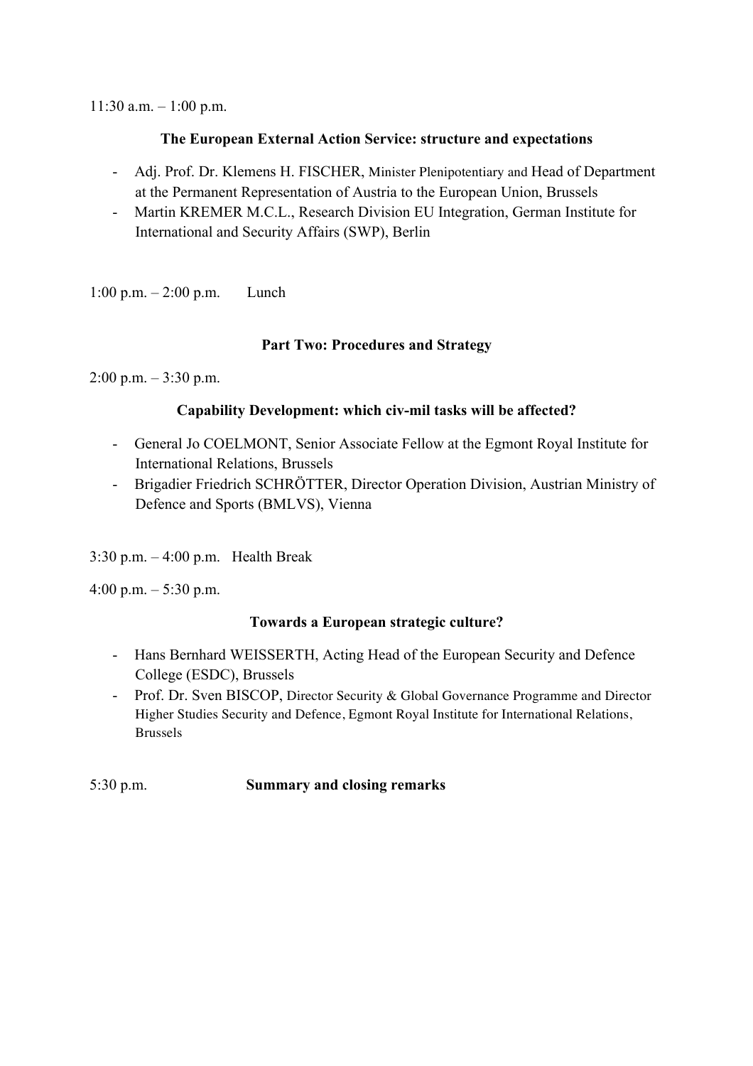11:30 a.m. – 1:00 p.m.

**The European External Action Service: structure and expectations**

- Adj. Prof. Dr. Klemens H. FISCHER, Minister Plenipotentiary and Head of Department at the Permanent Representation of Austria to the European Union, Brussels
- Martin KREMER M.C.L., Research Division EU Integration, German Institute for International and Security Affairs (SWP), Berlin

1:00 p.m. – 2:00 p.m. Lunch

## Part Two: Procedures and Strategy

2:00 p.m. – 3:30 p.m.

**Capability Development: which civ-mil tasks will be affected?**

- General Jo COELMONT, Senior Associate Fellow at the Egmont Royal Institute for International Relations, Brussels
- Brigadier Friedrich SCHRÖTTER, Director Operation Division, Austrian Ministry of Defence and Sports (BMLVS), Vienna

3:30 p.m. – 4:00 p.m. Health Break

4:00 p.m. – 5:30 p.m.

**Towards a European strategic culture?**

- Hans Bernhard WEISSERTH, Acting Head of the European Security and Defence College (ESDC), Brussels
- Prof. Dr. Sven BISCOP, Director Security & Global Governance Programme and Director Higher Studies Security and Defence, Egmont Royal Institute for International Relations, Brussels

5:30 p.m. **Summary and closing remarks**